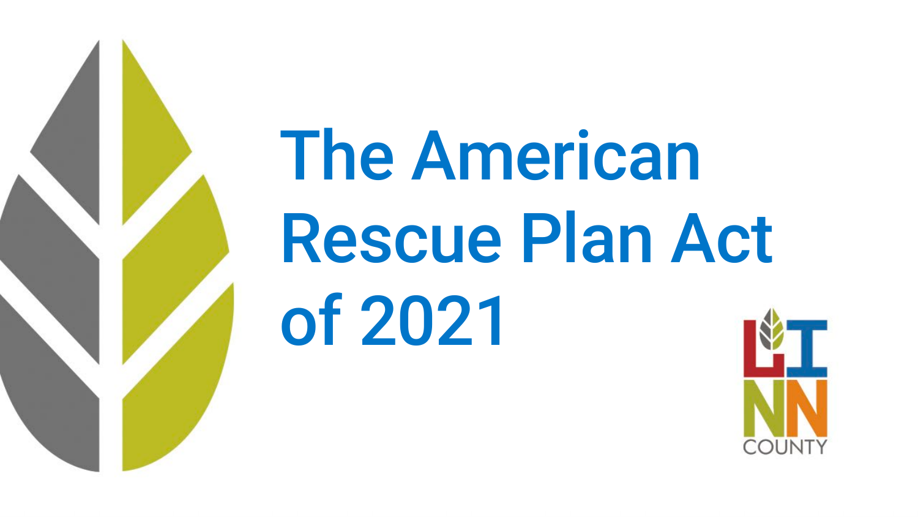# The American Rescue Plan Act of 2021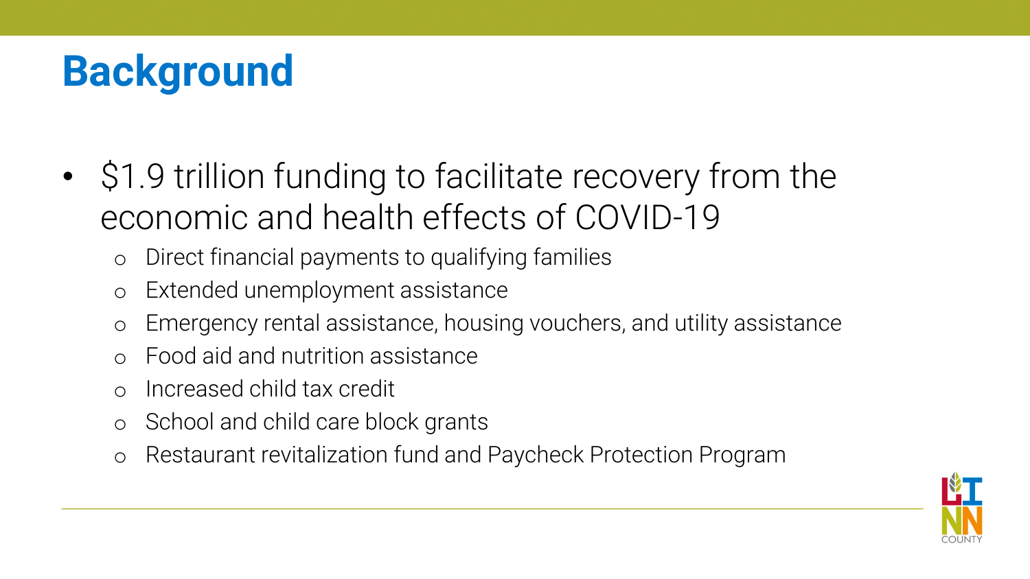# Background

- $1.9 trillion funding to facilitate recovery from the economic and health effects of COVID-19
  - Direct financial payments to qualifying families
  - Extended unemployment assistance
  - Emergency rental assistance, housing vouchers, and utility assistance
  - Food aid and nutrition assistance
  - Increased child tax credit
  - School and child care block grants
  - Restaurant revitalization fund and Paycheck Protection Program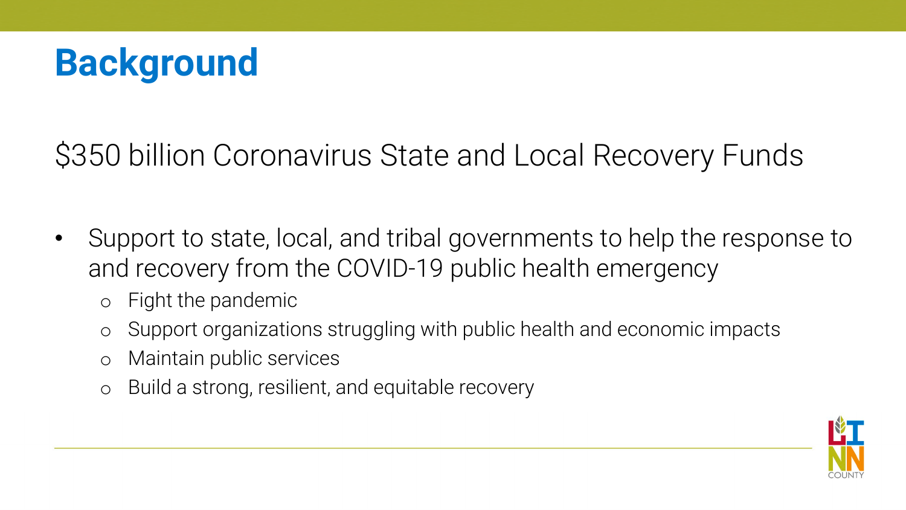# Background

$350 billion Coronavirus State and Local Recovery Funds

- Support to state, local, and tribal governments to help the response to and recovery from the COVID-19 public health emergency
  - Fight the pandemic
  - Support organizations struggling with public health and economic impacts
  - Maintain public services
  - Build a strong, resilient, and equitable recovery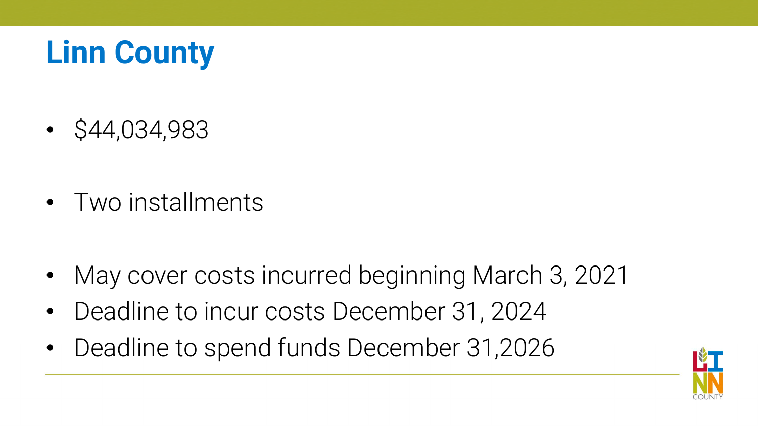# Linn County

- $44,034,983

- Two installments

- May cover costs incurred beginning March 3, 2021
- Deadline to incur costs December 31, 2024
- Deadline to spend funds December 31,2026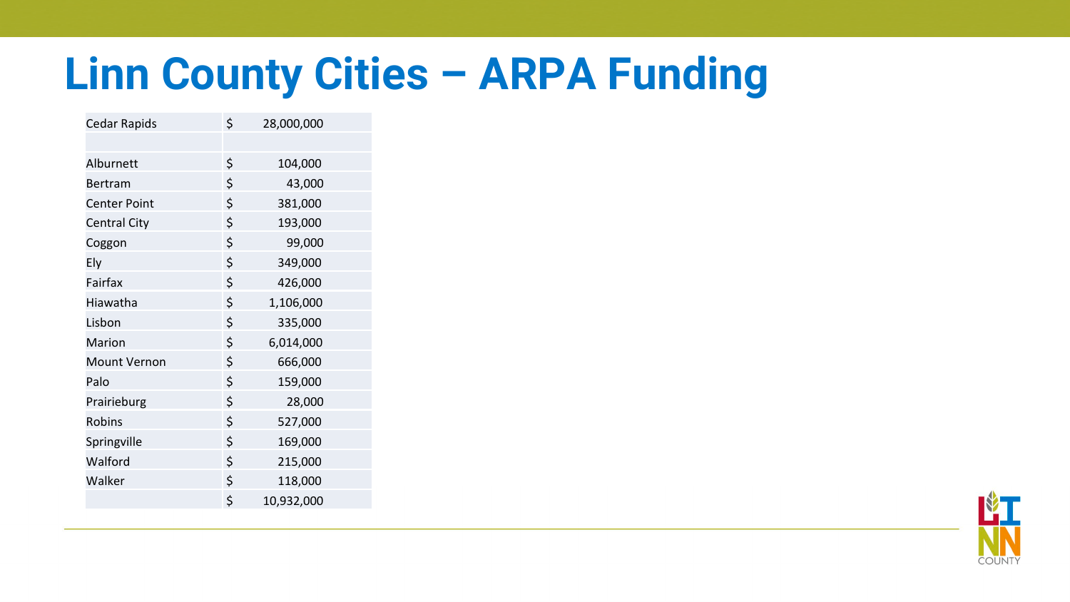# Linn County Cities – ARPA Funding

| | |
|---|---|
| Cedar Rapids | $ 28,000,000 |
| | |
| Alburnett | $ 104,000 |
| Bertram | $ 43,000 |
| Center Point | $ 381,000 |
| Central City | $ 193,000 |
| Coggon | $ 99,000 |
| Ely | $ 349,000 |
| Fairfax | $ 426,000 |
| Hiawatha | $ 1,106,000 |
| Lisbon | $ 335,000 |
| Marion | $ 6,014,000 |
| Mount Vernon | $ 666,000 |
| Palo | $ 159,000 |
| Prairieburg | $ 28,000 |
| Robins | $ 527,000 |
| Springville | $ 169,000 |
| Walford | $ 215,000 |
| Walker | $ 118,000 |
| | $ 10,932,000 |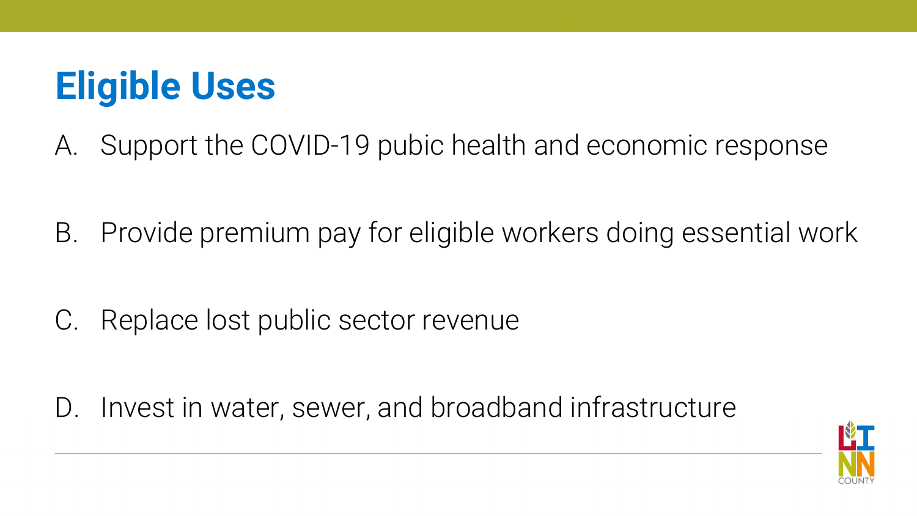# Eligible Uses

A. Support the COVID-19 pubic health and economic response

B. Provide premium pay for eligible workers doing essential work

C. Replace lost public sector revenue

D. Invest in water, sewer, and broadband infrastructure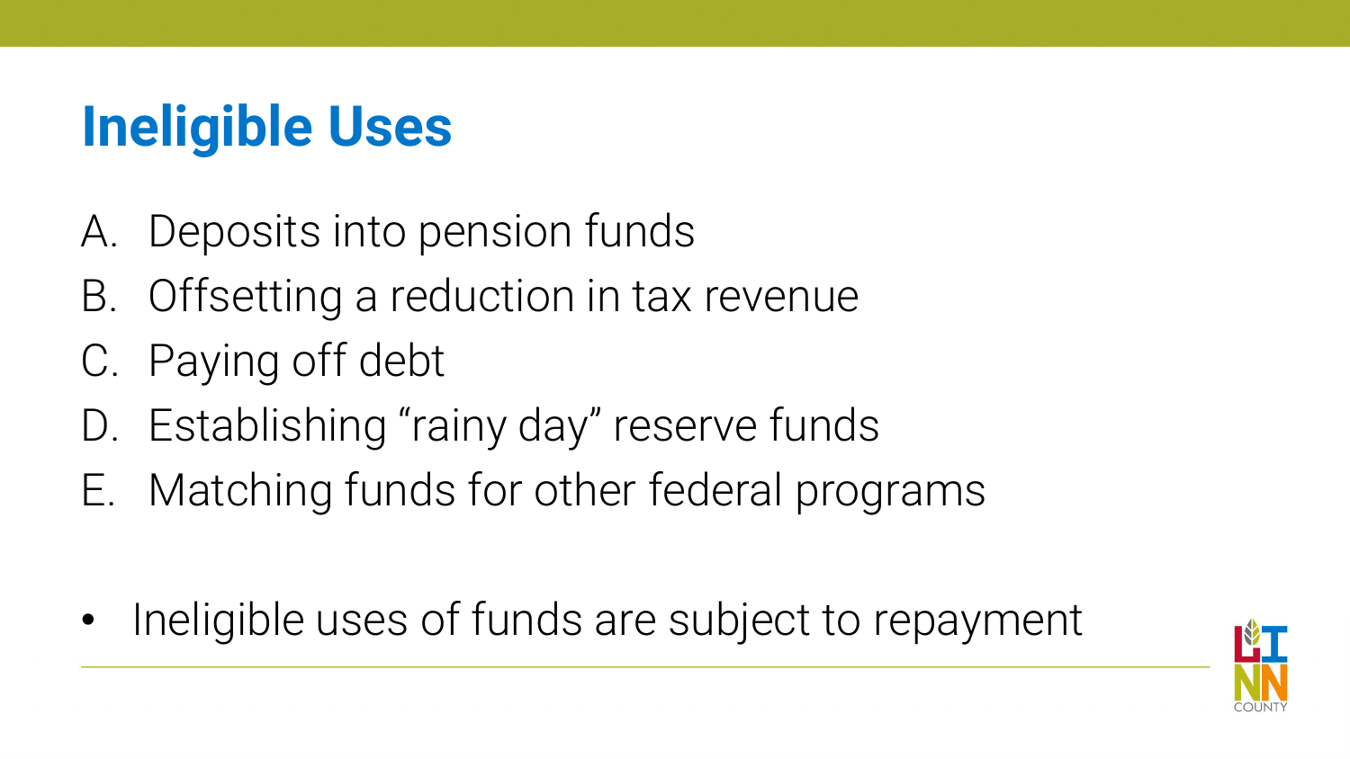# Ineligible Uses

A. Deposits into pension funds
B. Offsetting a reduction in tax revenue
C. Paying off debt
D. Establishing "rainy day" reserve funds
E. Matching funds for other federal programs

- Ineligible uses of funds are subject to repayment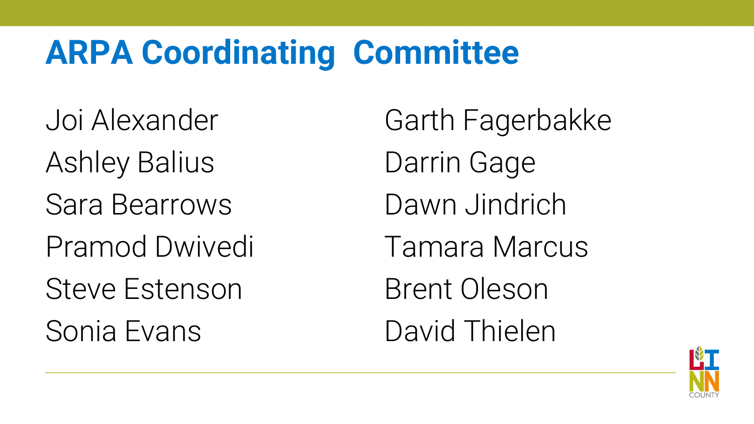# ARPA Coordinating Committee

Joi Alexander

Ashley Balius

Sara Bearrows

Pramod Dwivedi

Steve Estenson

Sonia Evans

Garth Fagerbakke

Darrin Gage

Dawn Jindrich

Tamara Marcus

Brent Oleson

David Thielen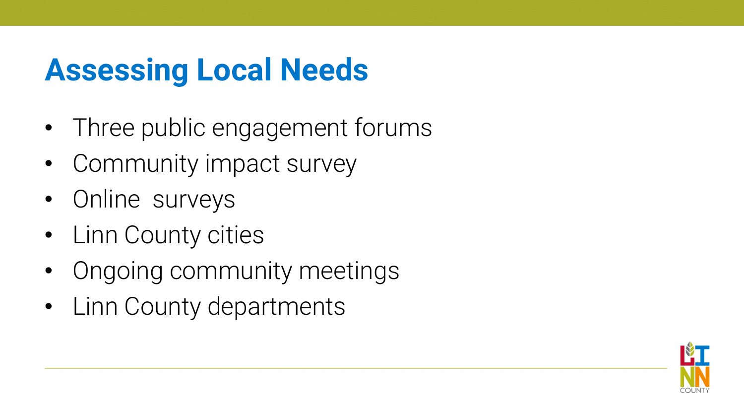# Assessing Local Needs

- Three public engagement forums
- Community impact survey
- Online surveys
- Linn County cities
- Ongoing community meetings
- Linn County departments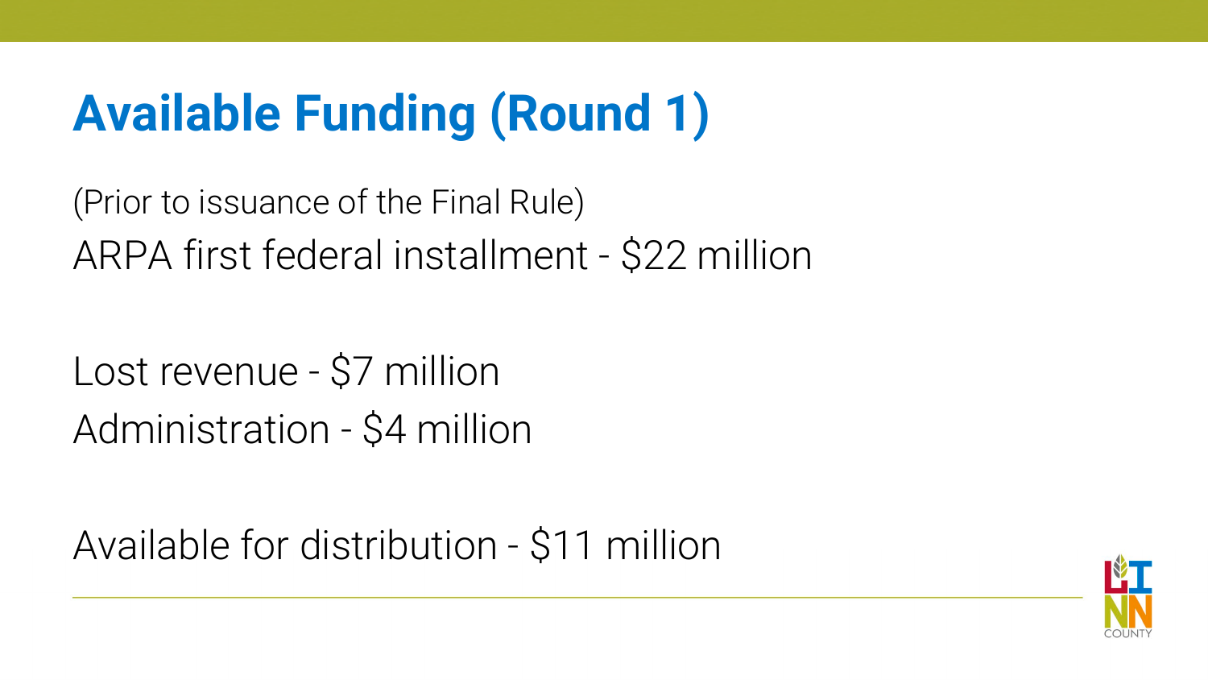# Available Funding (Round 1)

(Prior to issuance of the Final Rule)

ARPA first federal installment - $22 million

Lost revenue - $7 million

Administration - $4 million

Available for distribution - $11 million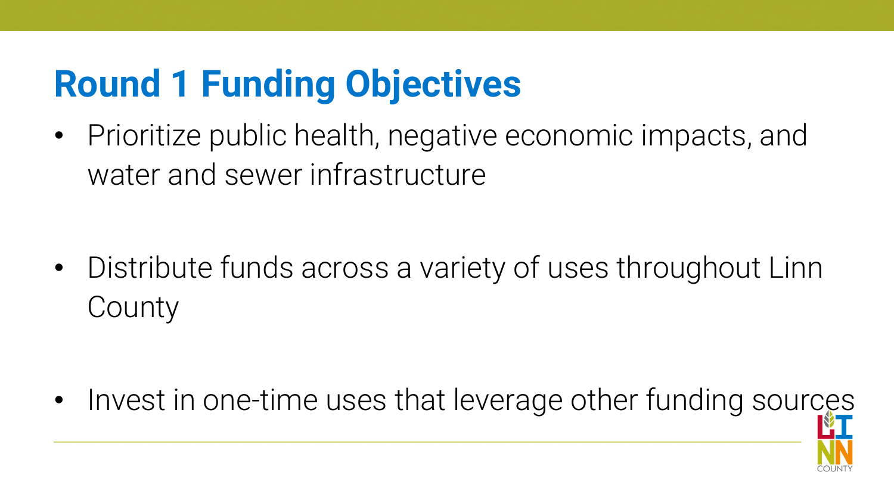# Round 1 Funding Objectives

- Prioritize public health, negative economic impacts, and water and sewer infrastructure
- Distribute funds across a variety of uses throughout Linn County
- Invest in one-time uses that leverage other funding sources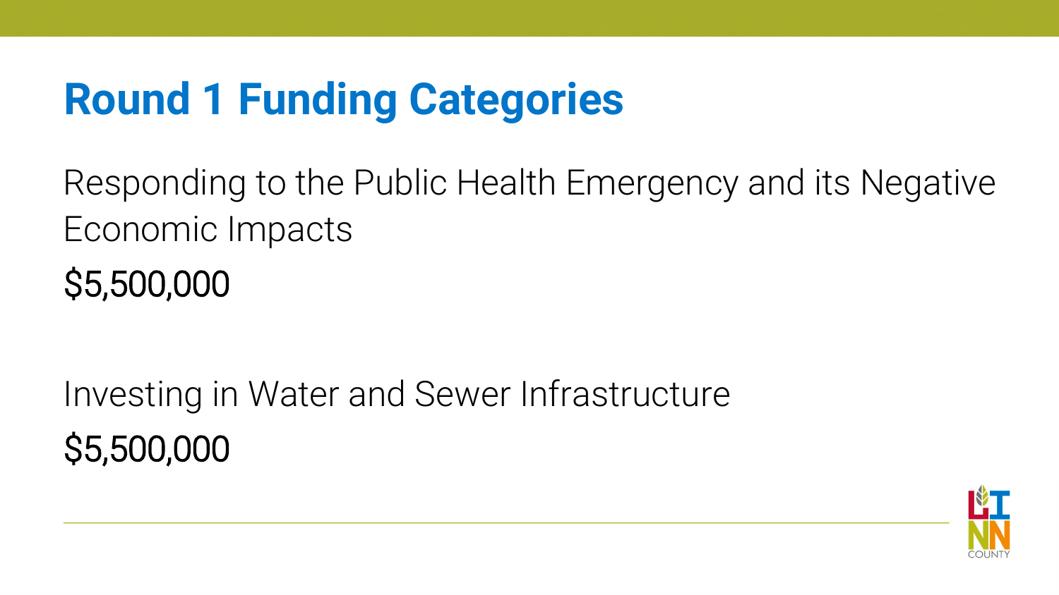# Round 1 Funding Categories

Responding to the Public Health Emergency and its Negative Economic Impacts

$5,500,000

Investing in Water and Sewer Infrastructure

$5,500,000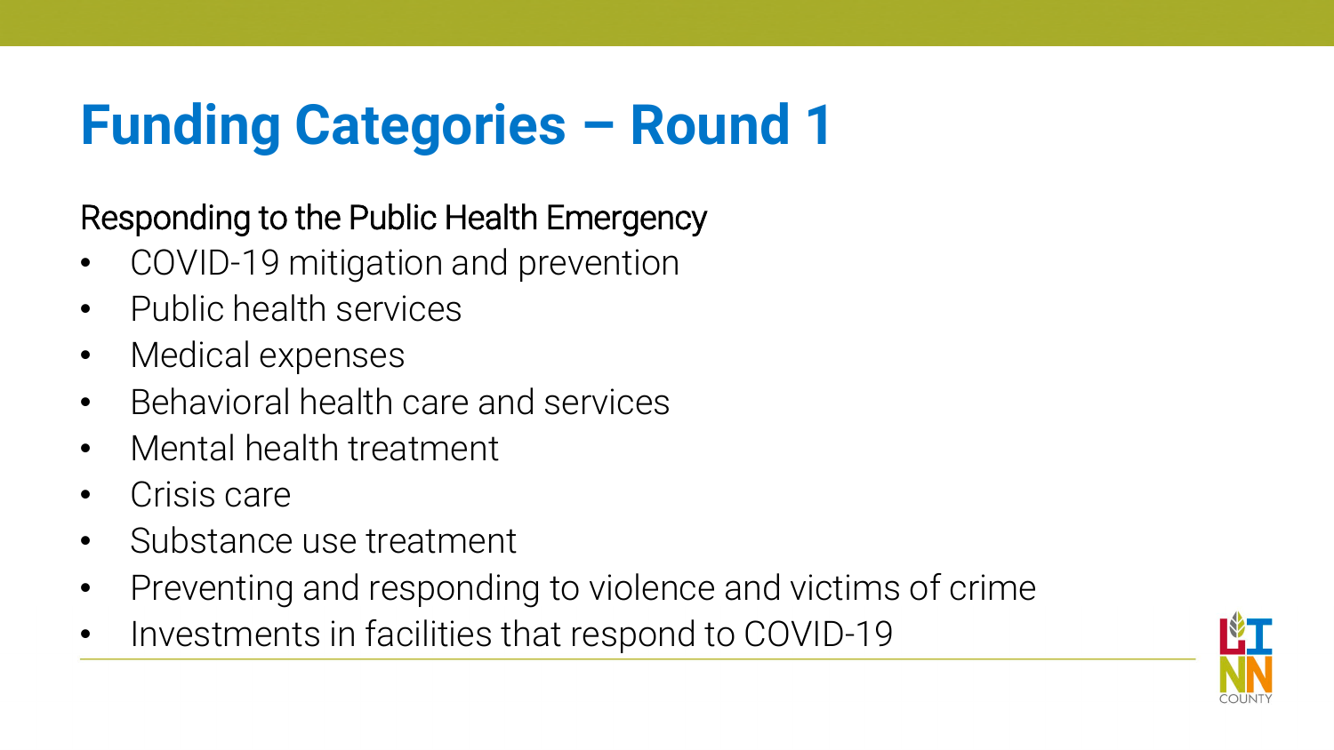# Funding Categories – Round 1

Responding to the Public Health Emergency

- COVID-19 mitigation and prevention
- Public health services
- Medical expenses
- Behavioral health care and services
- Mental health treatment
- Crisis care
- Substance use treatment
- Preventing and responding to violence and victims of crime
- Investments in facilities that respond to COVID-19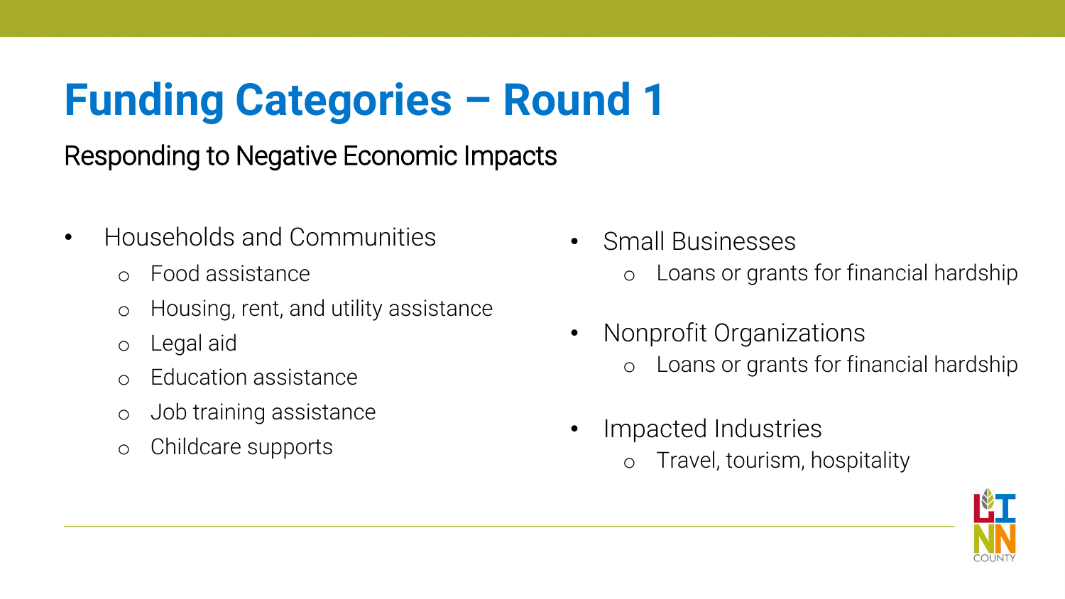# Funding Categories – Round 1

Responding to Negative Economic Impacts

- Households and Communities
  - Food assistance
  - Housing, rent, and utility assistance
  - Legal aid
  - Education assistance
  - Job training assistance
  - Childcare supports
- Small Businesses
  - Loans or grants for financial hardship
- Nonprofit Organizations
  - Loans or grants for financial hardship
- Impacted Industries
  - Travel, tourism, hospitality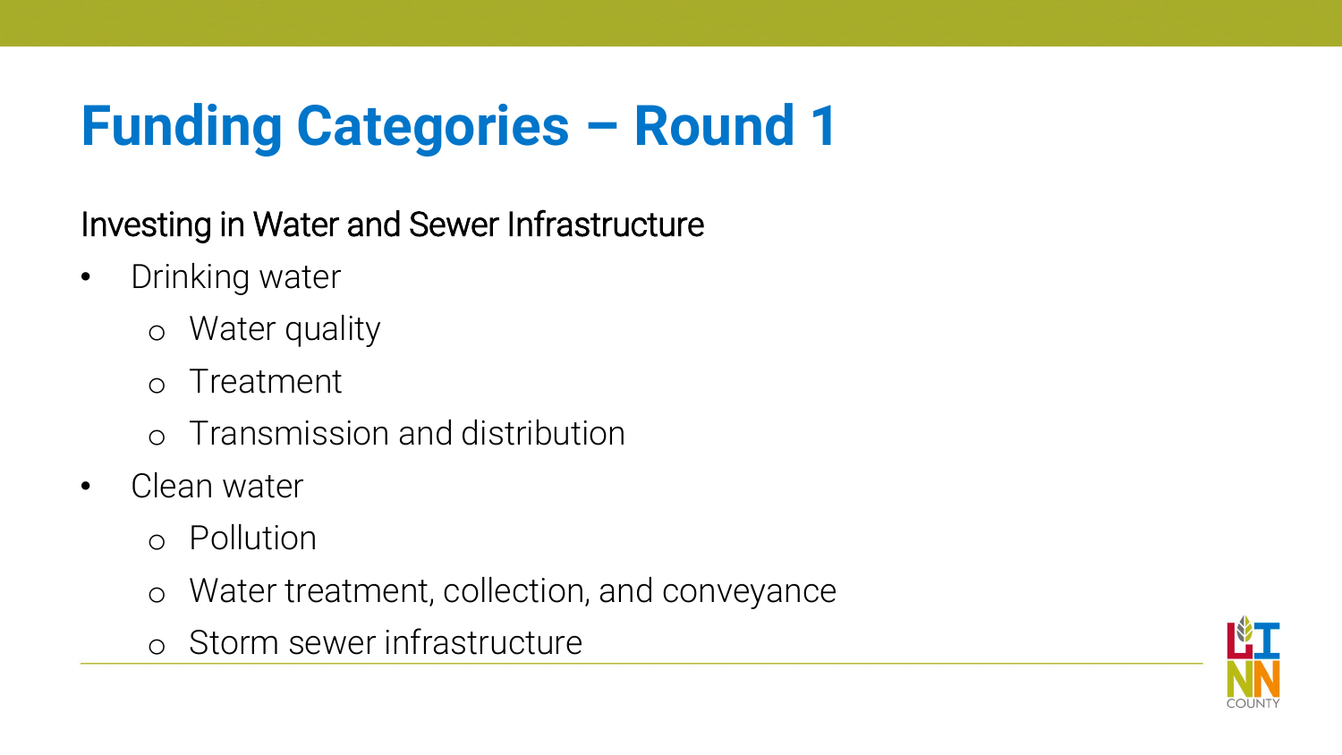# Funding Categories – Round 1

Investing in Water and Sewer Infrastructure

- Drinking water
  - Water quality
  - Treatment
  - Transmission and distribution
- Clean water
  - Pollution
  - Water treatment, collection, and conveyance
  - Storm sewer infrastructure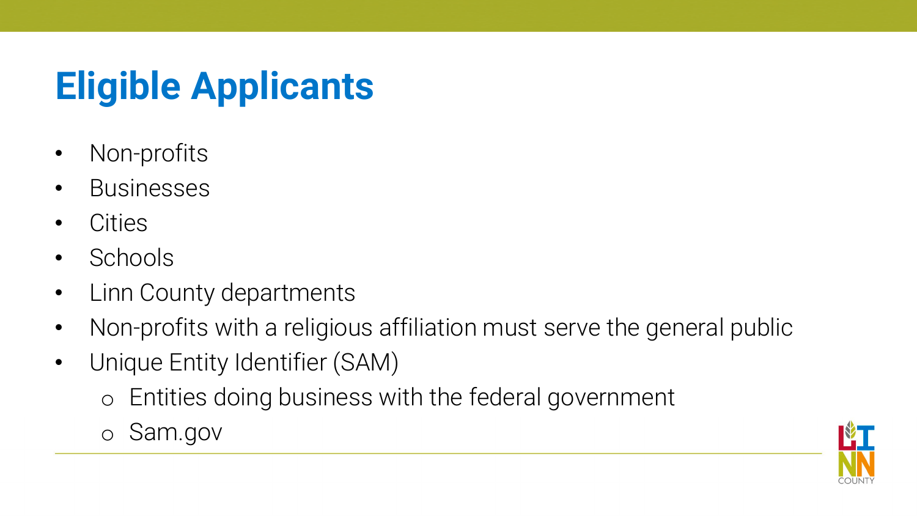# Eligible Applicants

- Non-profits
- Businesses
- Cities
- Schools
- Linn County departments
- Non-profits with a religious affiliation must serve the general public
- Unique Entity Identifier (SAM)
  - Entities doing business with the federal government
  - Sam.gov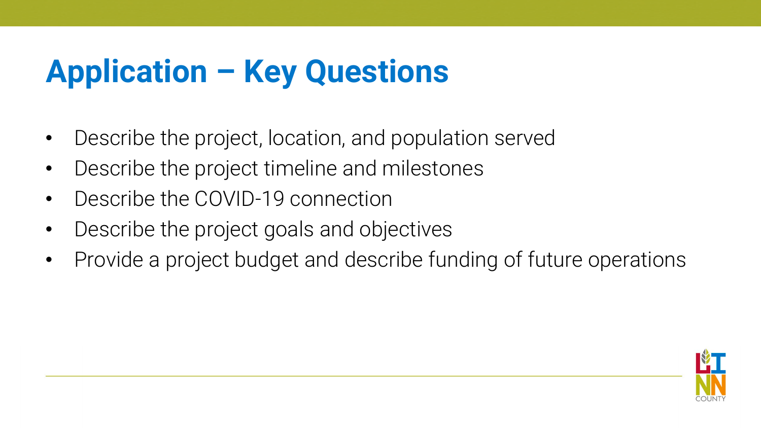# Application – Key Questions

- Describe the project, location, and population served
- Describe the project timeline and milestones
- Describe the COVID-19 connection
- Describe the project goals and objectives
- Provide a project budget and describe funding of future operations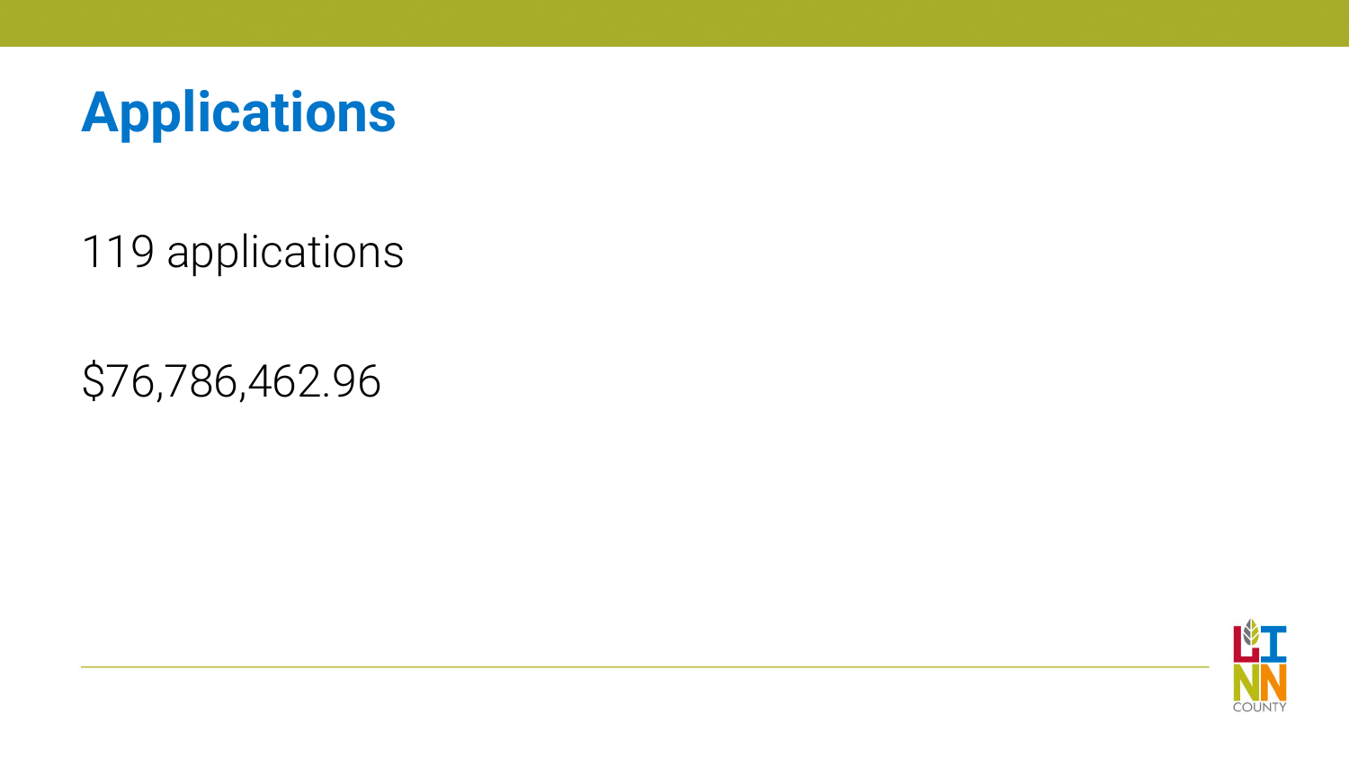# Applications

119 applications

$76,786,462.96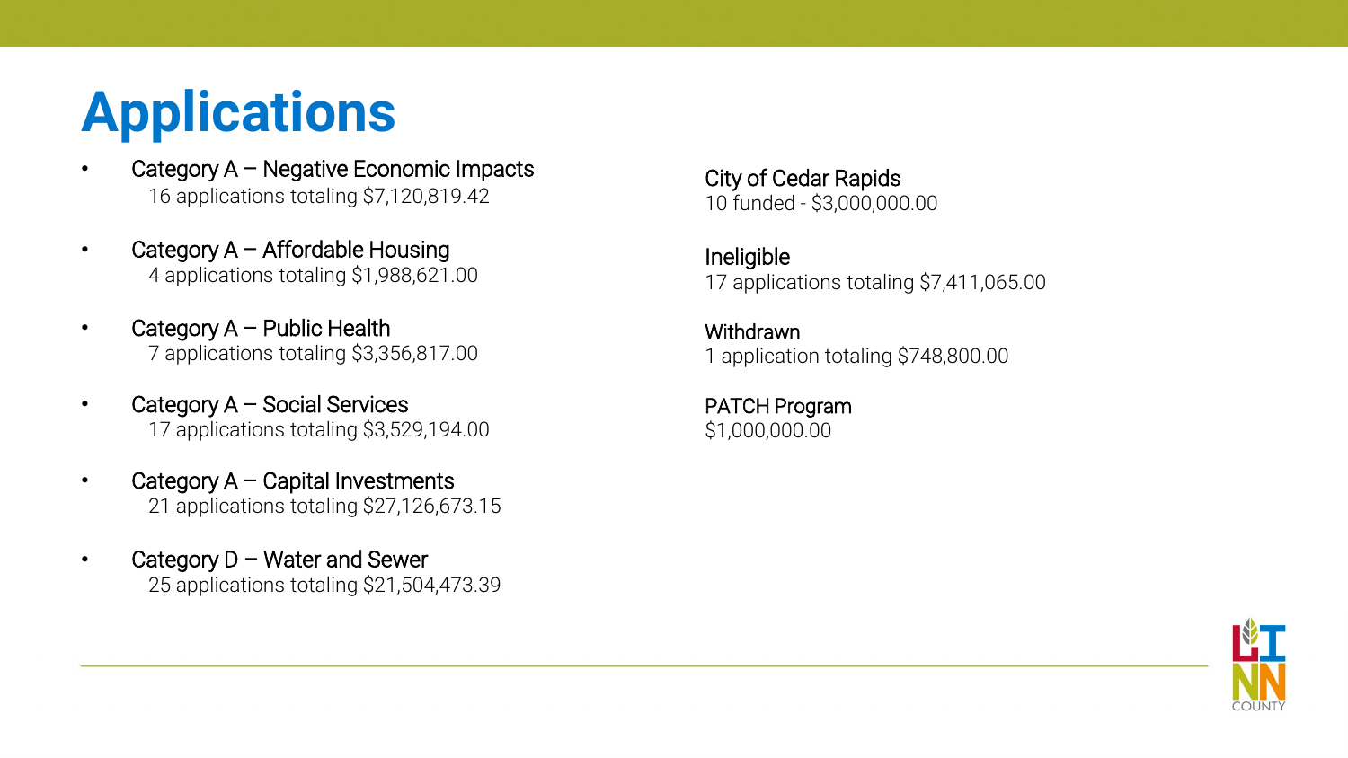# Applications

- Category A – Negative Economic Impacts
  16 applications totaling $7,120,819.42
- Category A – Affordable Housing
  4 applications totaling $1,988,621.00
- Category A – Public Health
  7 applications totaling $3,356,817.00
- Category A – Social Services
  17 applications totaling $3,529,194.00
- Category A – Capital Investments
  21 applications totaling $27,126,673.15
- Category D – Water and Sewer
  25 applications totaling $21,504,473.39

City of Cedar Rapids
10 funded - $3,000,000.00

Ineligible
17 applications totaling $7,411,065.00

Withdrawn
1 application totaling $748,800.00

PATCH Program
$1,000,000.00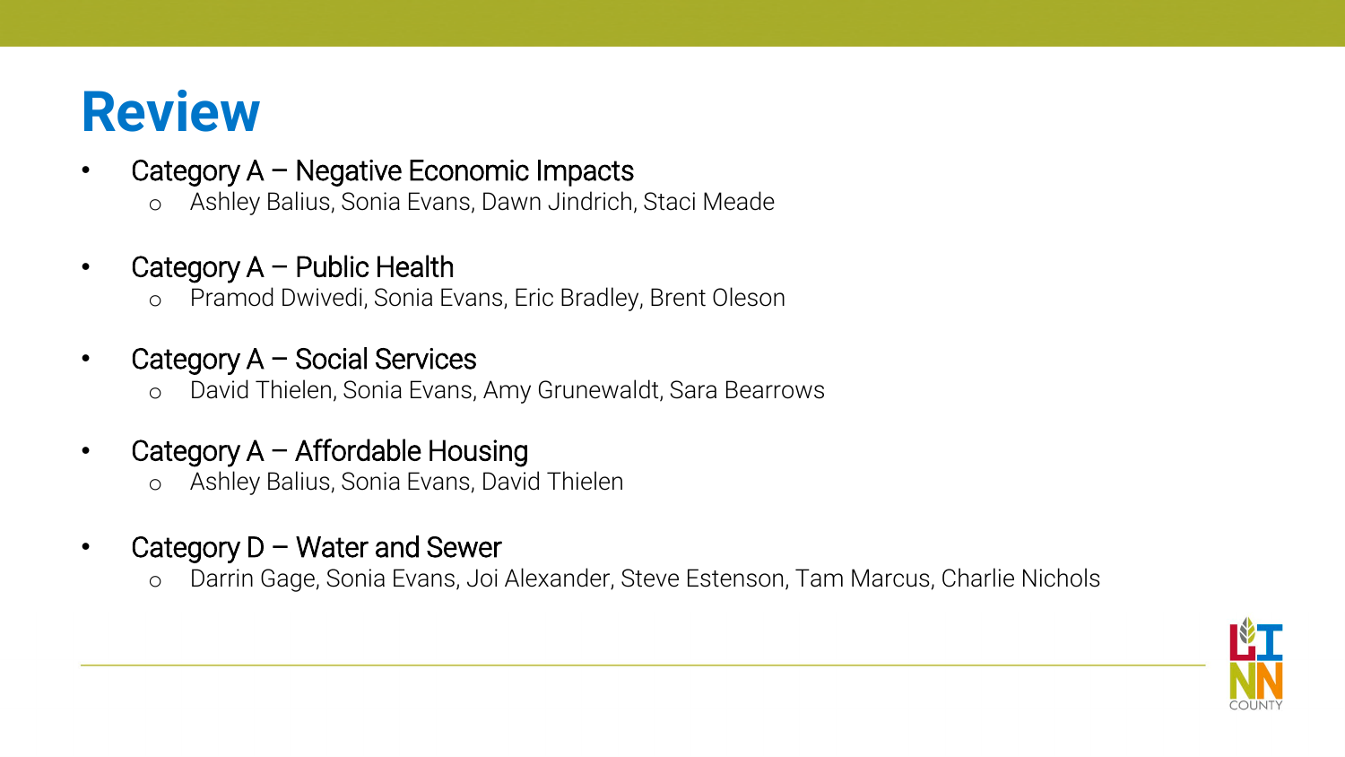# Review

- Category A – Negative Economic Impacts
  - Ashley Balius, Sonia Evans, Dawn Jindrich, Staci Meade
- Category A – Public Health
  - Pramod Dwivedi, Sonia Evans, Eric Bradley, Brent Oleson
- Category A – Social Services
  - David Thielen, Sonia Evans, Amy Grunewaldt, Sara Bearrows
- Category A – Affordable Housing
  - Ashley Balius, Sonia Evans, David Thielen
- Category D – Water and Sewer
  - Darrin Gage, Sonia Evans, Joi Alexander, Steve Estenson, Tam Marcus, Charlie Nichols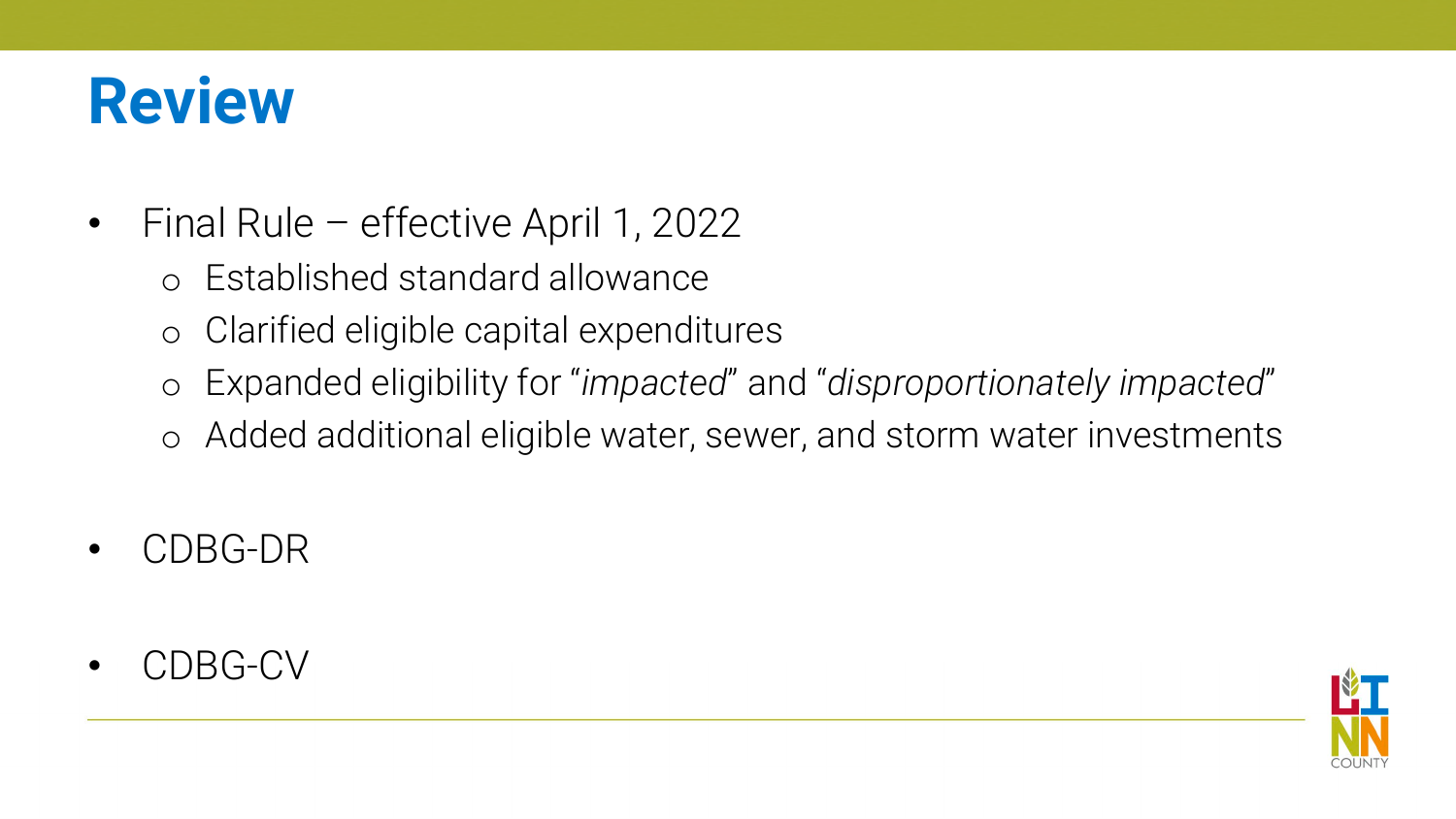# Review

- Final Rule – effective April 1, 2022
  - Established standard allowance
  - Clarified eligible capital expenditures
  - Expanded eligibility for "*impacted*" and "*disproportionately impacted*"
  - Added additional eligible water, sewer, and storm water investments
- CDBG-DR
- CDBG-CV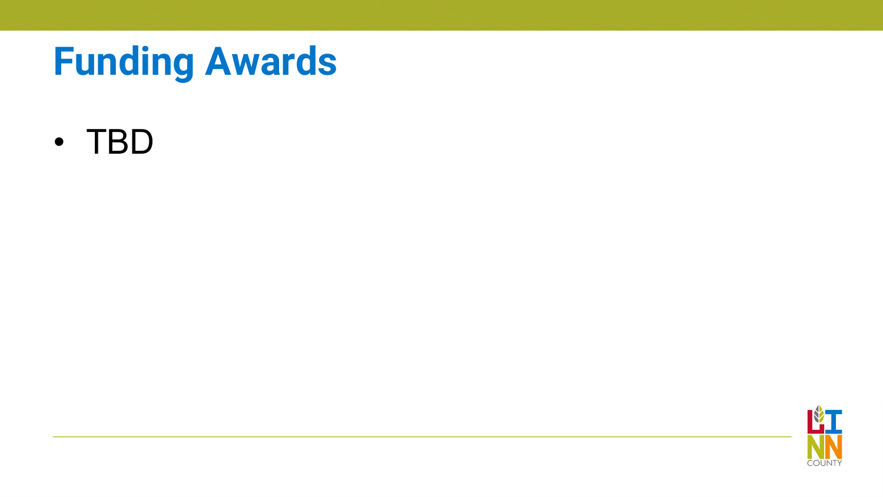# Funding Awards

- TBD